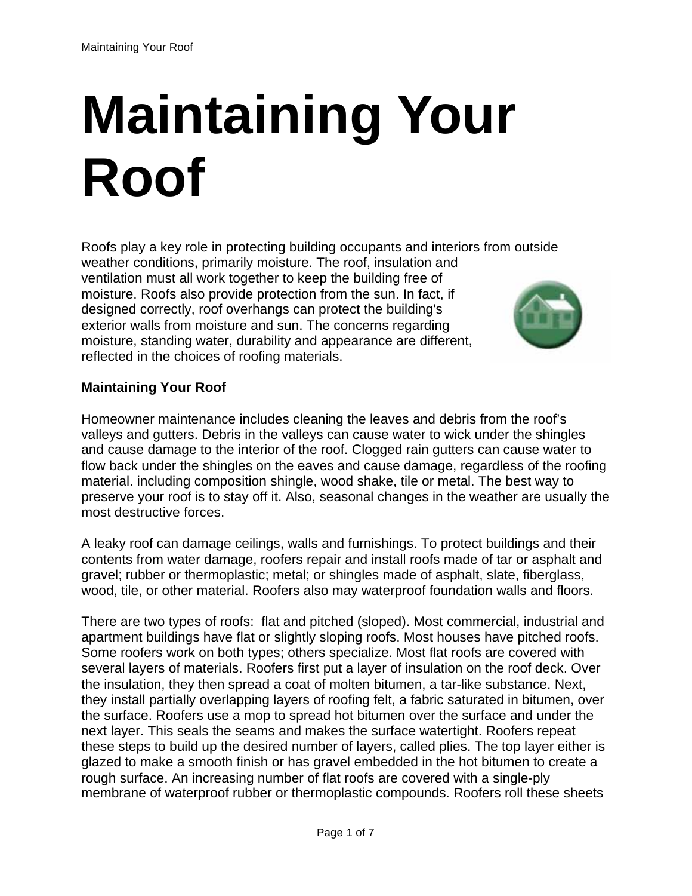# Maintaining Your Roof

Roofs play a key role in protecting building occupants and interiors from outside weather conditions, primarily moisture. The roof, insulation and ventilation must all work together to keep the building free of moisture. Roofs also provide protection from the sun. In fact, if designed correctly, roof overhangs can protect the building's exterior walls from moisture and sun. The concerns regarding moisture, standing water, durability and appearance are different, reflected in the choices of roofing materials.

**Maintaining Your Roof**

Homeowner maintenance includes cleaning the leaves and debris from the roof's valleys and gutters. Debris in the valleys can cause water to wick under the shingles and cause damage to the interior of the roof. Clogged rain gutters can cause water to flow back under the shingles on the eaves and cause damage, regardless of the roofing material. including composition shingle, wood shake, tile or metal. The best way to preserve your roof is to stay off it. Also, seasonal changes in the weather are usually the most destructive forces.

A leaky roof can damage ceilings, walls and furnishings. To protect buildings and their contents from water damage, roofers repair and install roofs made of tar or asphalt and gravel; rubber or thermoplastic; metal; or shingles made of asphalt, slate, fiberglass, wood, tile, or other material. Roofers also may waterproof foundation walls and floors.

There are two types of roofs: flat and pitched (sloped). Most commercial, industrial and apartment buildings have flat or slightly sloping roofs. Most houses have pitched roofs. Some roofers work on both types; others specialize. Most flat roofs are covered with several layers of materials. Roofers first put a layer of insulation on the roof deck. Over the insulation, they then spread a coat of molten bitumen, a tar-like substance. Next, they install partially overlapping layers of roofing felt, a fabric saturated in bitumen, over the surface. Roofers use a mop to spread hot bitumen over the surface and under the next layer. This seals the seams and makes the surface watertight. Roofers repeat these steps to build up the desired number of layers, called plies. The top layer either is glazed to make a smooth finish or has gravel embedded in the hot bitumen to create a rough surface. An increasing number of flat roofs are covered with a single-ply membrane of waterproof rubber or thermoplastic compounds. Roofers roll these sheets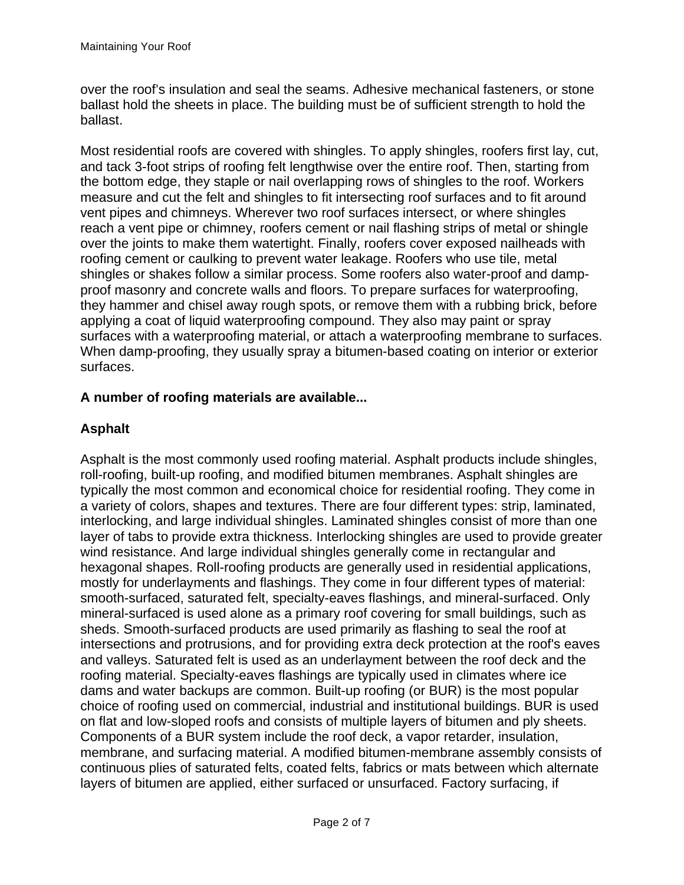over the roof's insulation and seal the seams. Adhesive mechanical fasteners, or stone ballast hold the sheets in place. The building must be of sufficient strength to hold the ballast.

Most residential roofs are covered with shingles. To apply shingles, roofers first lay, cut, and tack 3-foot strips of roofing felt lengthwise over the entire roof. Then, starting from the bottom edge, they staple or nail overlapping rows of shingles to the roof. Workers measure and cut the felt and shingles to fit intersecting roof surfaces and to fit around vent pipes and chimneys. Wherever two roof surfaces intersect, or where shingles reach a vent pipe or chimney, roofers cement or nail flashing strips of metal or shingle over the joints to make them watertight. Finally, roofers cover exposed nailheads with roofing cement or caulking to prevent water leakage. Roofers who use tile, metal shingles or shakes follow a similar process. Some roofers also water-proof and damp-proof masonry and concrete walls and floors. To prepare surfaces for waterproofing, they hammer and chisel away rough spots, or remove them with a rubbing brick, before applying a coat of liquid waterproofing compound. They also may paint or spray surfaces with a waterproofing material, or attach a waterproofing membrane to surfaces. When damp-proofing, they usually spray a bitumen-based coating on interior or exterior surfaces.

**A number of roofing materials are available...**

**Asphalt**

Asphalt is the most commonly used roofing material. Asphalt products include shingles, roll-roofing, built-up roofing, and modified bitumen membranes. Asphalt shingles are typically the most common and economical choice for residential roofing. They come in a variety of colors, shapes and textures. There are four different types: strip, laminated, interlocking, and large individual shingles. Laminated shingles consist of more than one layer of tabs to provide extra thickness. Interlocking shingles are used to provide greater wind resistance. And large individual shingles generally come in rectangular and hexagonal shapes. Roll-roofing products are generally used in residential applications, mostly for underlayments and flashings. They come in four different types of material: smooth-surfaced, saturated felt, specialty-eaves flashings, and mineral-surfaced. Only mineral-surfaced is used alone as a primary roof covering for small buildings, such as sheds. Smooth-surfaced products are used primarily as flashing to seal the roof at intersections and protrusions, and for providing extra deck protection at the roof's eaves and valleys. Saturated felt is used as an underlayment between the roof deck and the roofing material. Specialty-eaves flashings are typically used in climates where ice dams and water backups are common. Built-up roofing (or BUR) is the most popular choice of roofing used on commercial, industrial and institutional buildings. BUR is used on flat and low-sloped roofs and consists of multiple layers of bitumen and ply sheets. Components of a BUR system include the roof deck, a vapor retarder, insulation, membrane, and surfacing material. A modified bitumen-membrane assembly consists of continuous plies of saturated felts, coated felts, fabrics or mats between which alternate layers of bitumen are applied, either surfaced or unsurfaced. Factory surfacing, if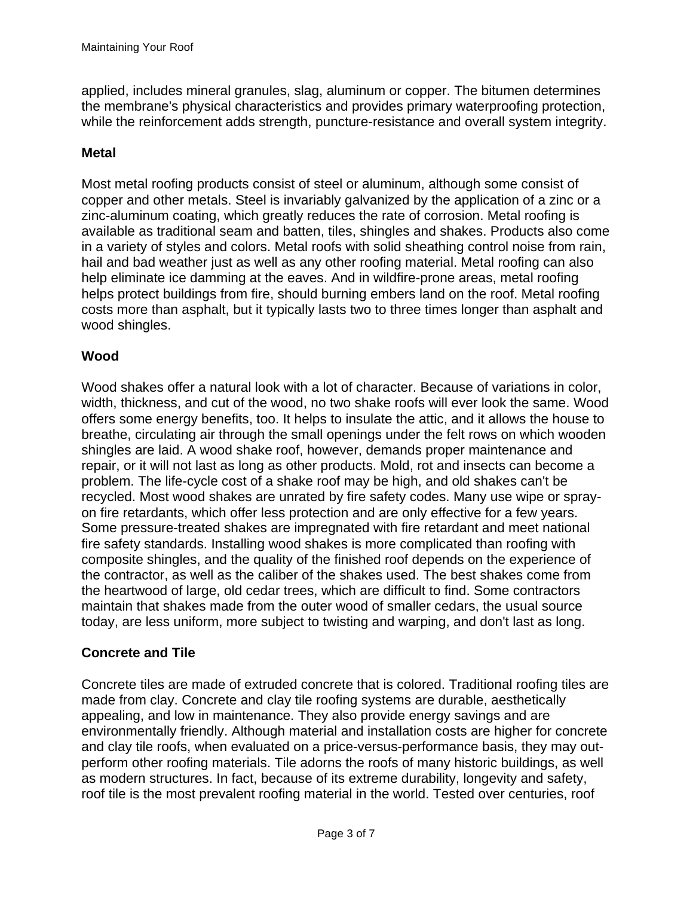applied, includes mineral granules, slag, aluminum or copper. The bitumen determines the membrane's physical characteristics and provides primary waterproofing protection, while the reinforcement adds strength, puncture-resistance and overall system integrity.

### Metal

Most metal roofing products consist of steel or aluminum, although some consist of copper and other metals. Steel is invariably galvanized by the application of a zinc or a zinc-aluminum coating, which greatly reduces the rate of corrosion. Metal roofing is available as traditional seam and batten, tiles, shingles and shakes. Products also come in a variety of styles and colors. Metal roofs with solid sheathing control noise from rain, hail and bad weather just as well as any other roofing material. Metal roofing can also help eliminate ice damming at the eaves. And in wildfire-prone areas, metal roofing helps protect buildings from fire, should burning embers land on the roof. Metal roofing costs more than asphalt, but it typically lasts two to three times longer than asphalt and wood shingles.

### Wood

Wood shakes offer a natural look with a lot of character. Because of variations in color, width, thickness, and cut of the wood, no two shake roofs will ever look the same. Wood offers some energy benefits, too. It helps to insulate the attic, and it allows the house to breathe, circulating air through the small openings under the felt rows on which wooden shingles are laid. A wood shake roof, however, demands proper maintenance and repair, or it will not last as long as other products. Mold, rot and insects can become a problem. The life-cycle cost of a shake roof may be high, and old shakes can't be recycled. Most wood shakes are unrated by fire safety codes. Many use wipe or spray-on fire retardants, which offer less protection and are only effective for a few years. Some pressure-treated shakes are impregnated with fire retardant and meet national fire safety standards. Installing wood shakes is more complicated than roofing with composite shingles, and the quality of the finished roof depends on the experience of the contractor, as well as the caliber of the shakes used. The best shakes come from the heartwood of large, old cedar trees, which are difficult to find. Some contractors maintain that shakes made from the outer wood of smaller cedars, the usual source today, are less uniform, more subject to twisting and warping, and don't last as long.

### Concrete and Tile

Concrete tiles are made of extruded concrete that is colored. Traditional roofing tiles are made from clay. Concrete and clay tile roofing systems are durable, aesthetically appealing, and low in maintenance. They also provide energy savings and are environmentally friendly. Although material and installation costs are higher for concrete and clay tile roofs, when evaluated on a price-versus-performance basis, they may out-perform other roofing materials. Tile adorns the roofs of many historic buildings, as well as modern structures. In fact, because of its extreme durability, longevity and safety, roof tile is the most prevalent roofing material in the world. Tested over centuries, roof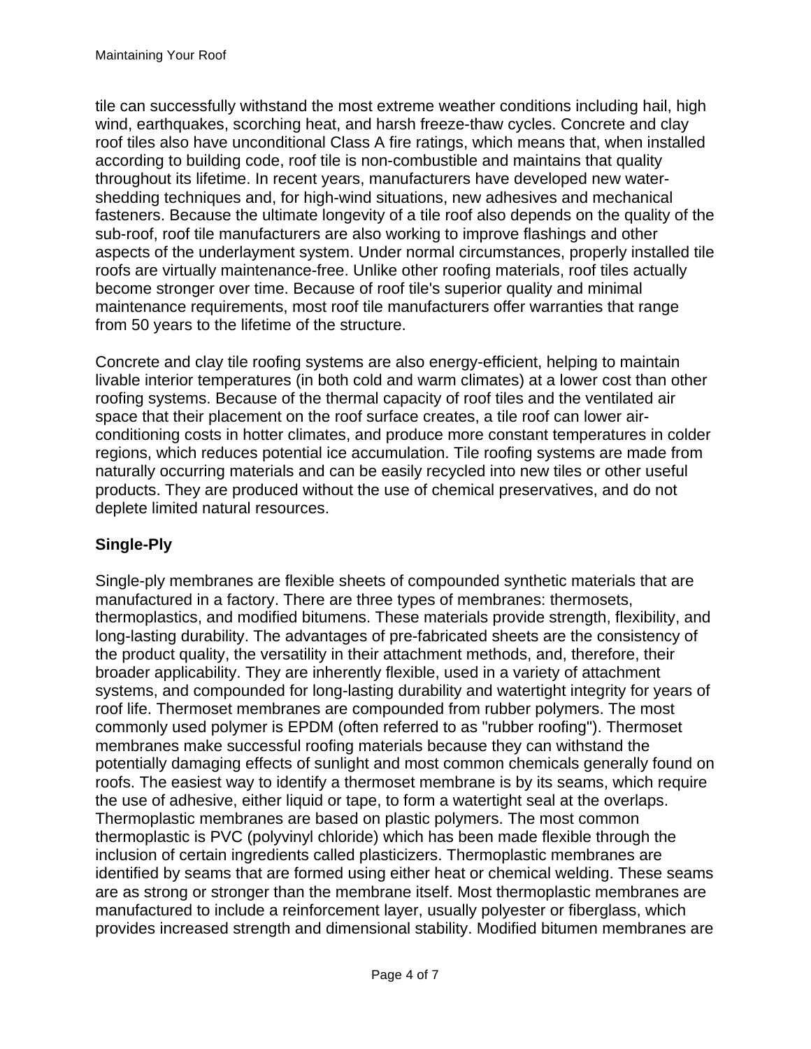tile can successfully withstand the most extreme weather conditions including hail, high wind, earthquakes, scorching heat, and harsh freeze-thaw cycles. Concrete and clay roof tiles also have unconditional Class A fire ratings, which means that, when installed according to building code, roof tile is non-combustible and maintains that quality throughout its lifetime. In recent years, manufacturers have developed new water-shedding techniques and, for high-wind situations, new adhesives and mechanical fasteners. Because the ultimate longevity of a tile roof also depends on the quality of the sub-roof, roof tile manufacturers are also working to improve flashings and other aspects of the underlayment system. Under normal circumstances, properly installed tile roofs are virtually maintenance-free. Unlike other roofing materials, roof tiles actually become stronger over time. Because of roof tile's superior quality and minimal maintenance requirements, most roof tile manufacturers offer warranties that range from 50 years to the lifetime of the structure.

Concrete and clay tile roofing systems are also energy-efficient, helping to maintain livable interior temperatures (in both cold and warm climates) at a lower cost than other roofing systems. Because of the thermal capacity of roof tiles and the ventilated air space that their placement on the roof surface creates, a tile roof can lower air-conditioning costs in hotter climates, and produce more constant temperatures in colder regions, which reduces potential ice accumulation. Tile roofing systems are made from naturally occurring materials and can be easily recycled into new tiles or other useful products. They are produced without the use of chemical preservatives, and do not deplete limited natural resources.

### Single-Ply

Single-ply membranes are flexible sheets of compounded synthetic materials that are manufactured in a factory. There are three types of membranes: thermosets, thermoplastics, and modified bitumens. These materials provide strength, flexibility, and long-lasting durability. The advantages of pre-fabricated sheets are the consistency of the product quality, the versatility in their attachment methods, and, therefore, their broader applicability. They are inherently flexible, used in a variety of attachment systems, and compounded for long-lasting durability and watertight integrity for years of roof life. Thermoset membranes are compounded from rubber polymers. The most commonly used polymer is EPDM (often referred to as "rubber roofing"). Thermoset membranes make successful roofing materials because they can withstand the potentially damaging effects of sunlight and most common chemicals generally found on roofs. The easiest way to identify a thermoset membrane is by its seams, which require the use of adhesive, either liquid or tape, to form a watertight seal at the overlaps. Thermoplastic membranes are based on plastic polymers. The most common thermoplastic is PVC (polyvinyl chloride) which has been made flexible through the inclusion of certain ingredients called plasticizers. Thermoplastic membranes are identified by seams that are formed using either heat or chemical welding. These seams are as strong or stronger than the membrane itself. Most thermoplastic membranes are manufactured to include a reinforcement layer, usually polyester or fiberglass, which provides increased strength and dimensional stability. Modified bitumen membranes are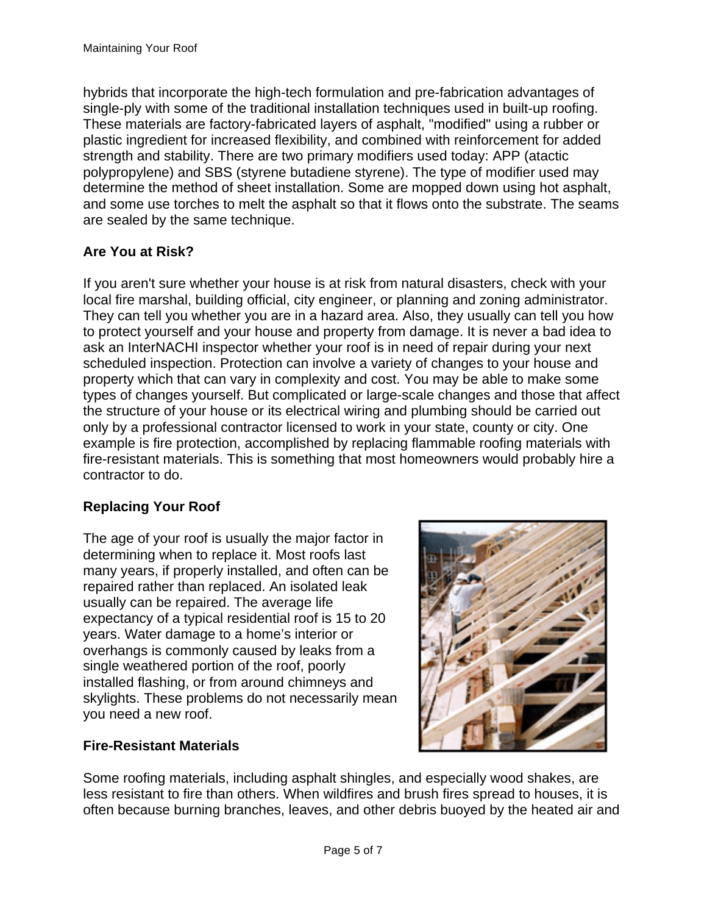hybrids that incorporate the high-tech formulation and pre-fabrication advantages of single-ply with some of the traditional installation techniques used in built-up roofing. These materials are factory-fabricated layers of asphalt, "modified" using a rubber or plastic ingredient for increased flexibility, and combined with reinforcement for added strength and stability. There are two primary modifiers used today: APP (atactic polypropylene) and SBS (styrene butadiene styrene). The type of modifier used may determine the method of sheet installation. Some are mopped down using hot asphalt, and some use torches to melt the asphalt so that it flows onto the substrate. The seams are sealed by the same technique.

### Are You at Risk?

If you aren't sure whether your house is at risk from natural disasters, check with your local fire marshal, building official, city engineer, or planning and zoning administrator. They can tell you whether you are in a hazard area. Also, they usually can tell you how to protect yourself and your house and property from damage. It is never a bad idea to ask an InterNACHI inspector whether your roof is in need of repair during your next scheduled inspection. Protection can involve a variety of changes to your house and property which that can vary in complexity and cost. You may be able to make some types of changes yourself. But complicated or large-scale changes and those that affect the structure of your house or its electrical wiring and plumbing should be carried out only by a professional contractor licensed to work in your state, county or city. One example is fire protection, accomplished by replacing flammable roofing materials with fire-resistant materials. This is something that most homeowners would probably hire a contractor to do.

### Replacing Your Roof

The age of your roof is usually the major factor in determining when to replace it. Most roofs last many years, if properly installed, and often can be repaired rather than replaced. An isolated leak usually can be repaired. The average life expectancy of a typical residential roof is 15 to 20 years. Water damage to a home's interior or overhangs is commonly caused by leaks from a single weathered portion of the roof, poorly installed flashing, or from around chimneys and skylights. These problems do not necessarily mean you need a new roof.

### Fire-Resistant Materials

Some roofing materials, including asphalt shingles, and especially wood shakes, are less resistant to fire than others. When wildfires and brush fires spread to houses, it is often because burning branches, leaves, and other debris buoyed by the heated air and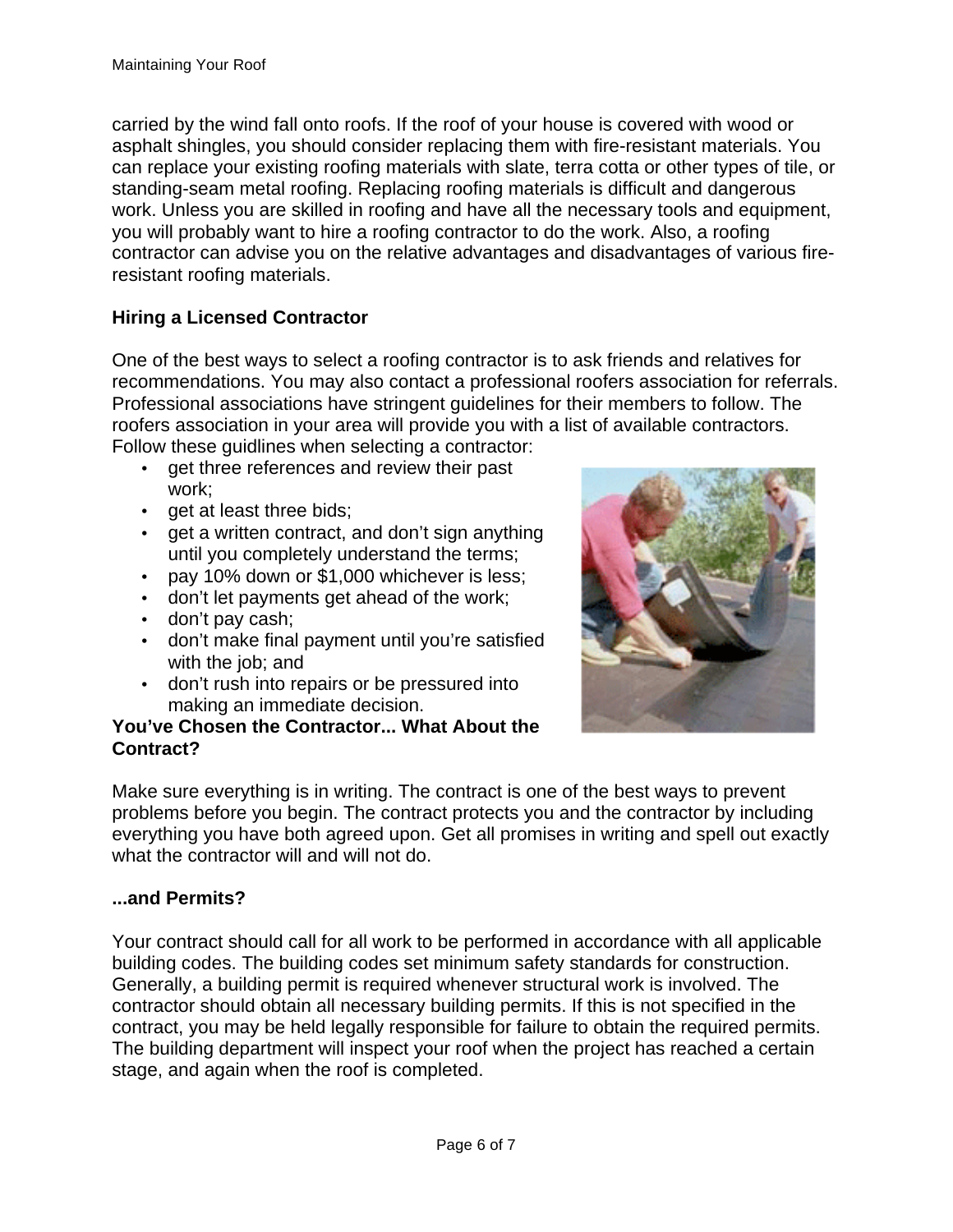carried by the wind fall onto roofs. If the roof of your house is covered with wood or asphalt shingles, you should consider replacing them with fire-resistant materials. You can replace your existing roofing materials with slate, terra cotta or other types of tile, or standing-seam metal roofing. Replacing roofing materials is difficult and dangerous work. Unless you are skilled in roofing and have all the necessary tools and equipment, you will probably want to hire a roofing contractor to do the work. Also, a roofing contractor can advise you on the relative advantages and disadvantages of various fire-resistant roofing materials.

**Hiring a Licensed Contractor**

One of the best ways to select a roofing contractor is to ask friends and relatives for recommendations. You may also contact a professional roofers association for referrals. Professional associations have stringent guidelines for their members to follow. The roofers association in your area will provide you with a list of available contractors. Follow these guidlines when selecting a contractor:

- get three references and review their past work;
- get at least three bids;
- get a written contract, and don't sign anything until you completely understand the terms;
- pay 10% down or $1,000 whichever is less;
- don't let payments get ahead of the work;
- don't pay cash;
- don't make final payment until you're satisfied with the job; and
- don't rush into repairs or be pressured into making an immediate decision.

**You've Chosen the Contractor... What About the Contract?**

Make sure everything is in writing. The contract is one of the best ways to prevent problems before you begin. The contract protects you and the contractor by including everything you have both agreed upon. Get all promises in writing and spell out exactly what the contractor will and will not do.

**...and Permits?**

Your contract should call for all work to be performed in accordance with all applicable building codes. The building codes set minimum safety standards for construction. Generally, a building permit is required whenever structural work is involved. The contractor should obtain all necessary building permits. If this is not specified in the contract, you may be held legally responsible for failure to obtain the required permits. The building department will inspect your roof when the project has reached a certain stage, and again when the roof is completed.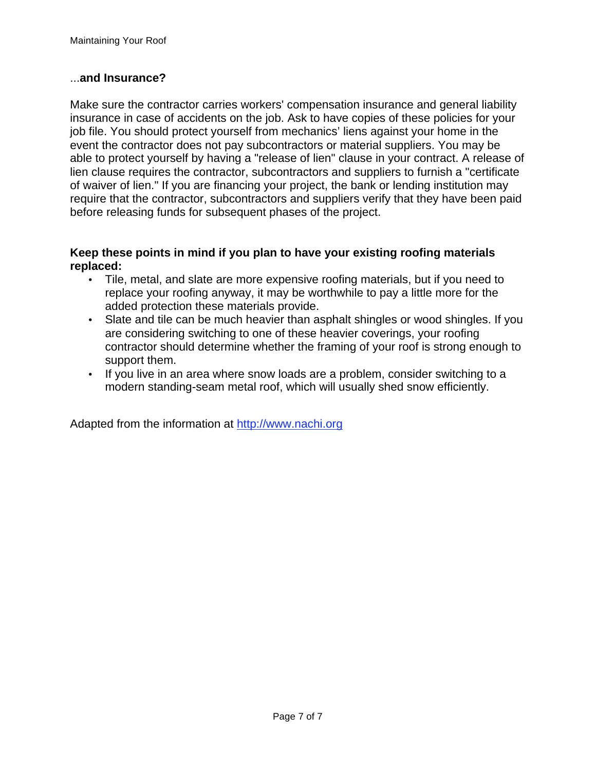### ...and Insurance?

Make sure the contractor carries workers' compensation insurance and general liability insurance in case of accidents on the job. Ask to have copies of these policies for your job file. You should protect yourself from mechanics' liens against your home in the event the contractor does not pay subcontractors or material suppliers. You may be able to protect yourself by having a "release of lien" clause in your contract. A release of lien clause requires the contractor, subcontractors and suppliers to furnish a "certificate of waiver of lien." If you are financing your project, the bank or lending institution may require that the contractor, subcontractors and suppliers verify that they have been paid before releasing funds for subsequent phases of the project.

**Keep these points in mind if you plan to have your existing roofing materials replaced:**

- Tile, metal, and slate are more expensive roofing materials, but if you need to replace your roofing anyway, it may be worthwhile to pay a little more for the added protection these materials provide.
- Slate and tile can be much heavier than asphalt shingles or wood shingles. If you are considering switching to one of these heavier coverings, your roofing contractor should determine whether the framing of your roof is strong enough to support them.
- If you live in an area where snow loads are a problem, consider switching to a modern standing-seam metal roof, which will usually shed snow efficiently.

Adapted from the information at [http://www.nachi.org](http://www.nachi.org)